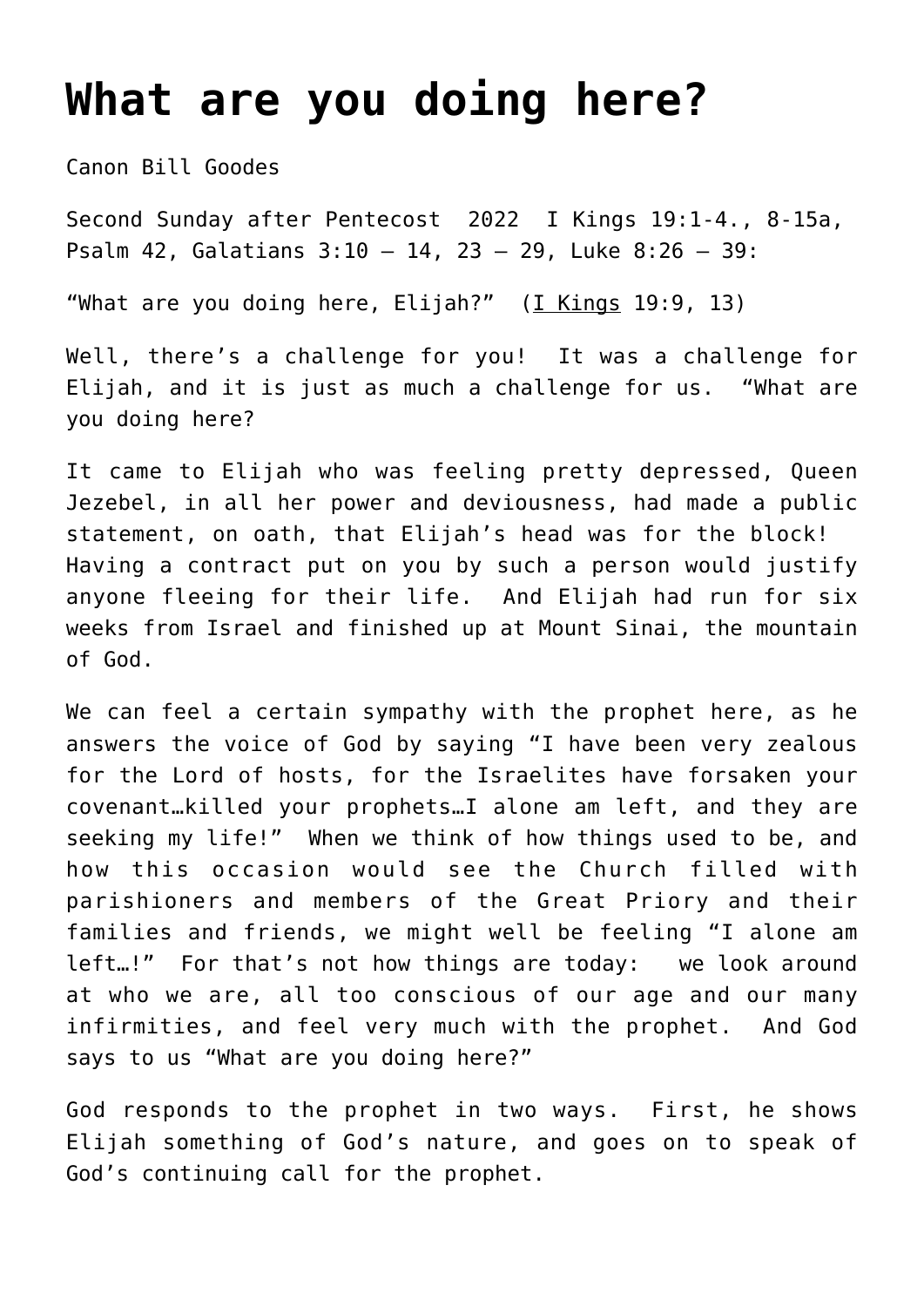# What are you doing here?

Canon Bill Goodes

Second Sunday after Pentecost 2022 I Kings 19:1-4., 8-15a, Psalm 42, Galatians 3:10 – 14, 23 – 29, Luke 8:26 – 39:

"What are you doing here, Elijah?" (I Kings 19:9, 13)

Well, there's a challenge for you! It was a challenge for Elijah, and it is just as much a challenge for us. "What are you doing here?

It came to Elijah who was feeling pretty depressed, Queen Jezebel, in all her power and deviousness, had made a public statement, on oath, that Elijah's head was for the block! Having a contract put on you by such a person would justify anyone fleeing for their life. And Elijah had run for six weeks from Israel and finished up at Mount Sinai, the mountain of God.

We can feel a certain sympathy with the prophet here, as he answers the voice of God by saying "I have been very zealous for the Lord of hosts, for the Israelites have forsaken your covenant…killed your prophets…I alone am left, and they are seeking my life!" When we think of how things used to be, and how this occasion would see the Church filled with parishioners and members of the Great Priory and their families and friends, we might well be feeling "I alone am left…!" For that's not how things are today: we look around at who we are, all too conscious of our age and our many infirmities, and feel very much with the prophet. And God says to us "What are you doing here?"

God responds to the prophet in two ways. First, he shows Elijah something of God's nature, and goes on to speak of God's continuing call for the prophet.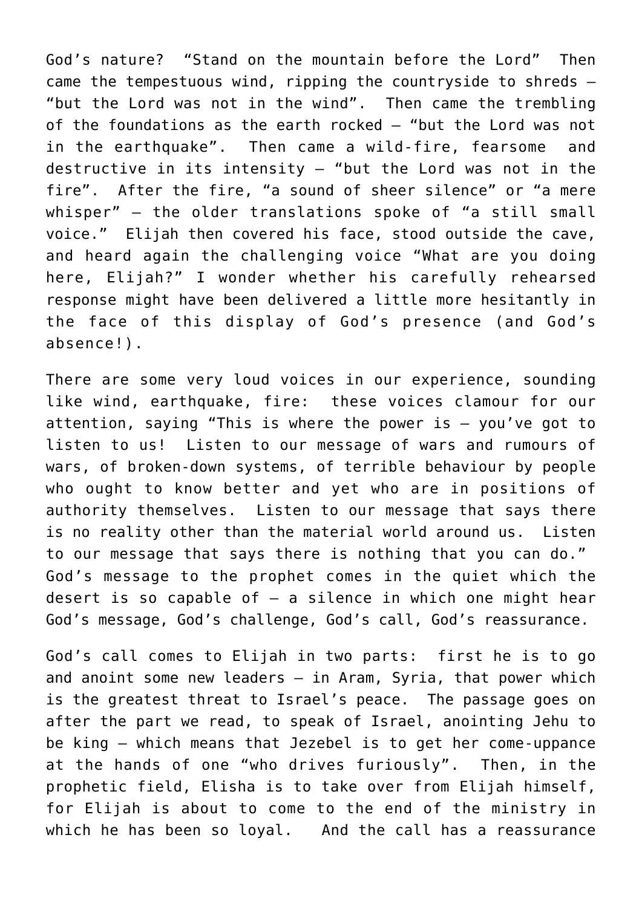God's nature? "Stand on the mountain before the Lord" Then came the tempestuous wind, ripping the countryside to shreds – "but the Lord was not in the wind". Then came the trembling of the foundations as the earth rocked – "but the Lord was not in the earthquake". Then came a wild-fire, fearsome and destructive in its intensity – "but the Lord was not in the fire". After the fire, "a sound of sheer silence" or "a mere whisper" – the older translations spoke of "a still small voice." Elijah then covered his face, stood outside the cave, and heard again the challenging voice "What are you doing here, Elijah?" I wonder whether his carefully rehearsed response might have been delivered a little more hesitantly in the face of this display of God's presence (and God's absence!).

There are some very loud voices in our experience, sounding like wind, earthquake, fire: these voices clamour for our attention, saying "This is where the power is – you've got to listen to us! Listen to our message of wars and rumours of wars, of broken-down systems, of terrible behaviour by people who ought to know better and yet who are in positions of authority themselves. Listen to our message that says there is no reality other than the material world around us. Listen to our message that says there is nothing that you can do." God's message to the prophet comes in the quiet which the desert is so capable of – a silence in which one might hear God's message, God's challenge, God's call, God's reassurance.

God's call comes to Elijah in two parts: first he is to go and anoint some new leaders – in Aram, Syria, that power which is the greatest threat to Israel's peace. The passage goes on after the part we read, to speak of Israel, anointing Jehu to be king – which means that Jezebel is to get her come-uppance at the hands of one "who drives furiously". Then, in the prophetic field, Elisha is to take over from Elijah himself, for Elijah is about to come to the end of the ministry in which he has been so loyal. And the call has a reassurance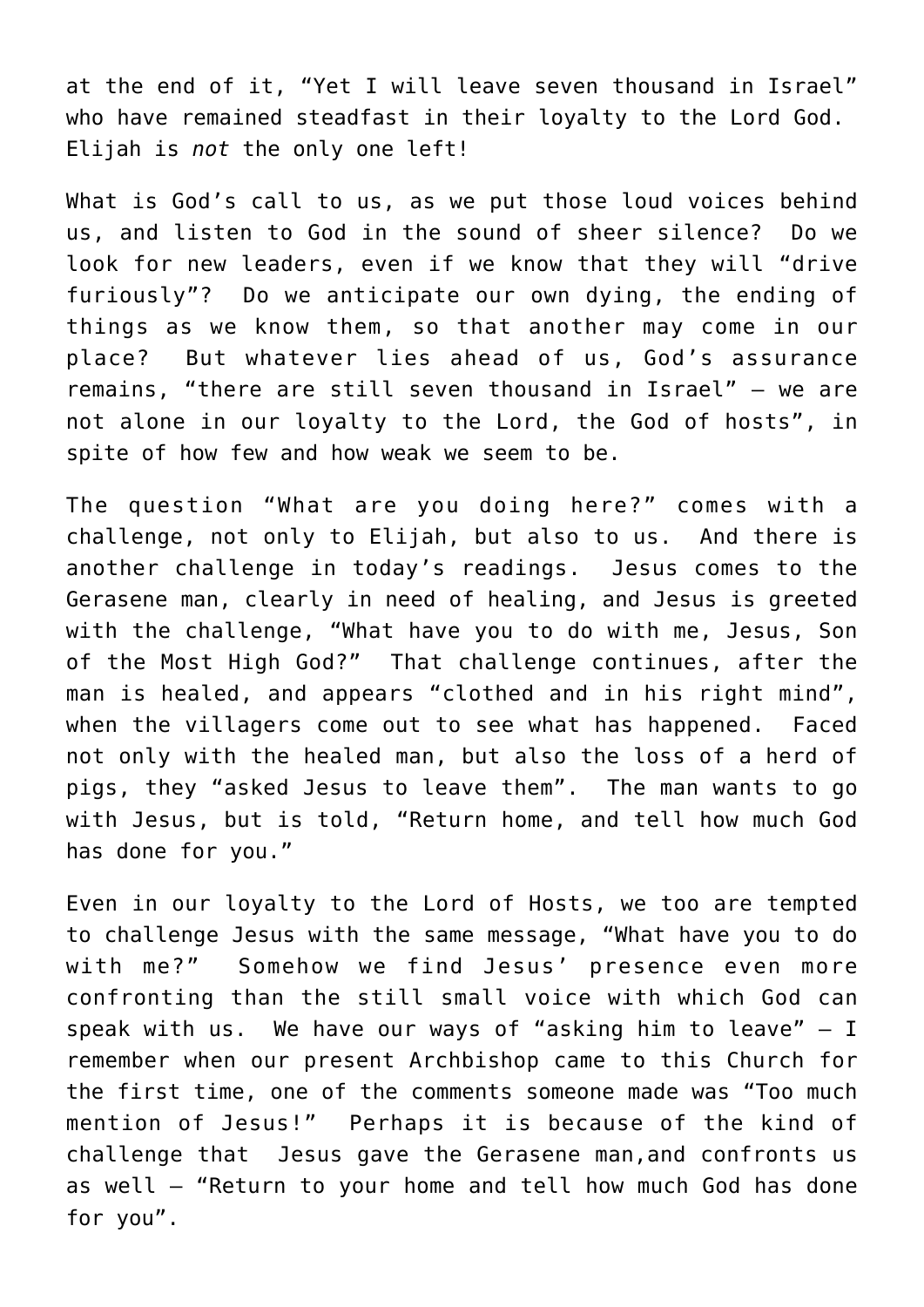at the end of it, “Yet I will leave seven thousand in Israel” who have remained steadfast in their loyalty to the Lord God. Elijah is *not* the only one left!

What is God’s call to us, as we put those loud voices behind us, and listen to God in the sound of sheer silence? Do we look for new leaders, even if we know that they will “drive furiously”? Do we anticipate our own dying, the ending of things as we know them, so that another may come in our place? But whatever lies ahead of us, God’s assurance remains, “there are still seven thousand in Israel” – we are not alone in our loyalty to the Lord, the God of hosts”, in spite of how few and how weak we seem to be.

The question “What are you doing here?” comes with a challenge, not only to Elijah, but also to us. And there is another challenge in today’s readings. Jesus comes to the Gerasene man, clearly in need of healing, and Jesus is greeted with the challenge, “What have you to do with me, Jesus, Son of the Most High God?” That challenge continues, after the man is healed, and appears “clothed and in his right mind”, when the villagers come out to see what has happened. Faced not only with the healed man, but also the loss of a herd of pigs, they “asked Jesus to leave them”. The man wants to go with Jesus, but is told, “Return home, and tell how much God has done for you.”

Even in our loyalty to the Lord of Hosts, we too are tempted to challenge Jesus with the same message, “What have you to do with me?” Somehow we find Jesus’ presence even more confronting than the still small voice with which God can speak with us. We have our ways of “asking him to leave” – I remember when our present Archbishop came to this Church for the first time, one of the comments someone made was “Too much mention of Jesus!” Perhaps it is because of the kind of challenge that Jesus gave the Gerasene man,and confronts us as well – “Return to your home and tell how much God has done for you”.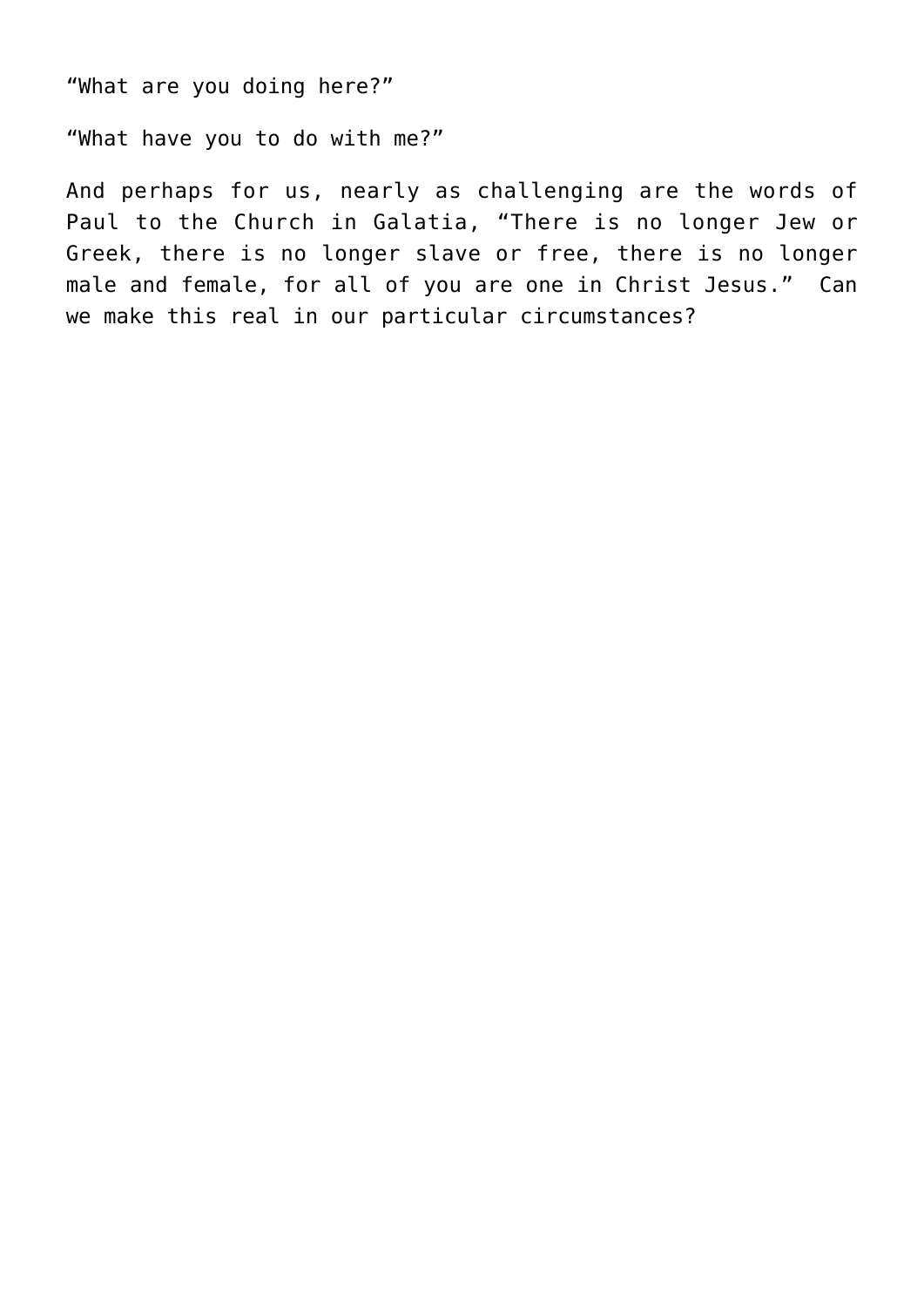“What are you doing here?”

“What have you to do with me?”

And perhaps for us, nearly as challenging are the words of Paul to the Church in Galatia, “There is no longer Jew or Greek, there is no longer slave or free, there is no longer male and female, for all of you are one in Christ Jesus.”  Can we make this real in our particular circumstances?